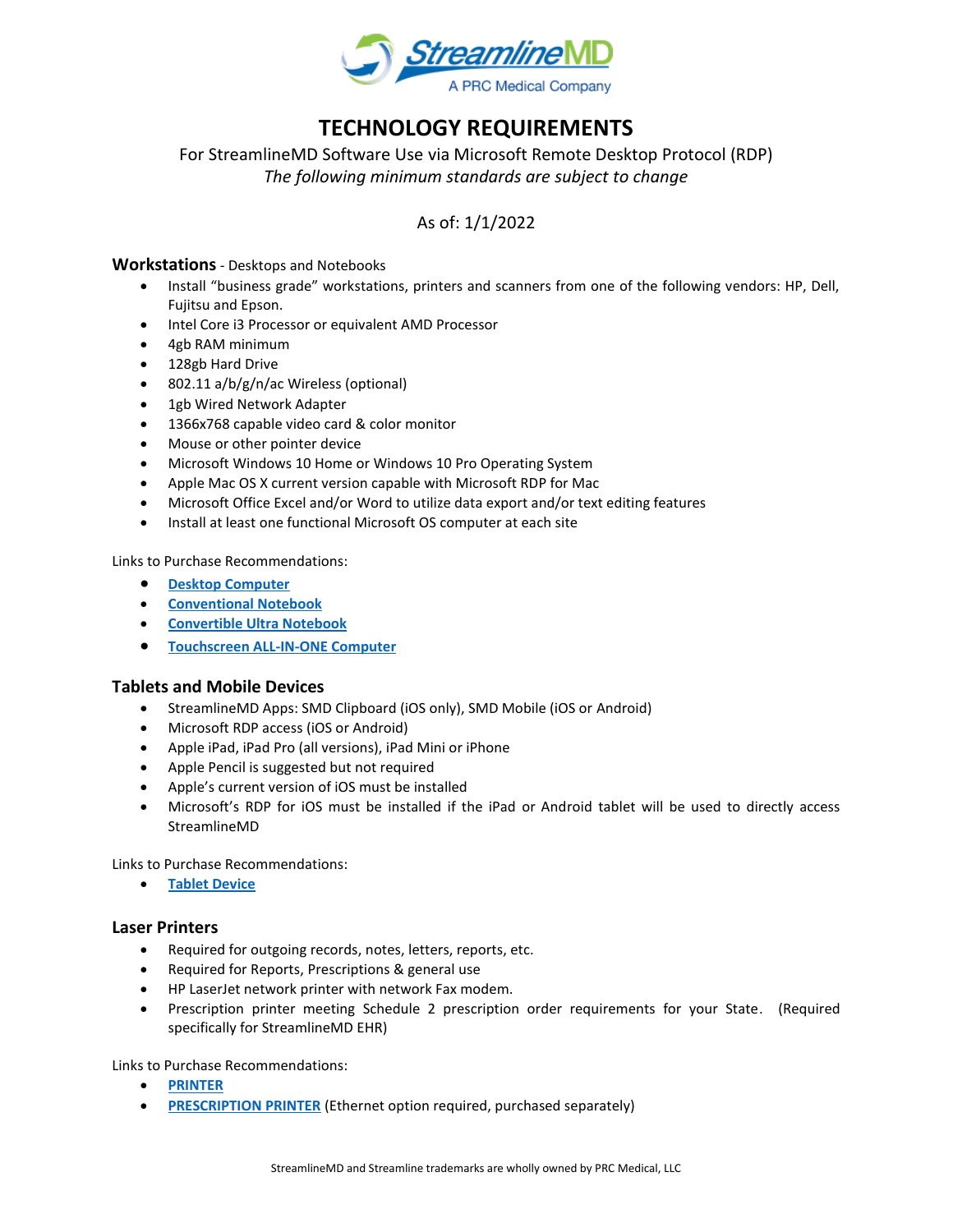# TECHNOLOGY REQUIREMENTS

For StreamlineMD Software Use via Microsoft Remote Desktop Protocol (RDP)

*The following minimum standards are subject to change*

As of: 1/1/2022

## **Workstations** - Desktops and Notebooks

- Install "business grade" workstations, printers and scanners from one of the following vendors: HP, Dell, Fujitsu and Epson.
- Intel Core i3 Processor or equivalent AMD Processor
- 4gb RAM minimum
- 128gb Hard Drive
- 802.11 a/b/g/n/ac Wireless (optional)
- 1gb Wired Network Adapter
- 1366x768 capable video card & color monitor
- Mouse or other pointer device
- Microsoft Windows 10 Home or Windows 10 Pro Operating System
- Apple Mac OS X current version capable with Microsoft RDP for Mac
- Microsoft Office Excel and/or Word to utilize data export and/or text editing features
- Install at least one functional Microsoft OS computer at each site

Links to Purchase Recommendations:

- **Desktop Computer**
- **Conventional Notebook**
- **Convertible Ultra Notebook**
- **Touchscreen ALL-IN-ONE Computer**

## Tablets and Mobile Devices

- StreamlineMD Apps: SMD Clipboard (iOS only), SMD Mobile (iOS or Android)
- Microsoft RDP access (iOS or Android)
- Apple iPad, iPad Pro (all versions), iPad Mini or iPhone
- Apple Pencil is suggested but not required
- Apple's current version of iOS must be installed
- Microsoft's RDP for iOS must be installed if the iPad or Android tablet will be used to directly access StreamlineMD

Links to Purchase Recommendations:

- **Tablet Device**

## Laser Printers

- Required for outgoing records, notes, letters, reports, etc.
- Required for Reports, Prescriptions & general use
- HP LaserJet network printer with network Fax modem.
- Prescription printer meeting Schedule 2 prescription order requirements for your State. (Required specifically for StreamlineMD EHR)

Links to Purchase Recommendations:

- **PRINTER**
- **PRESCRIPTION PRINTER** (Ethernet option required, purchased separately)

StreamlineMD and Streamline trademarks are wholly owned by PRC Medical, LLC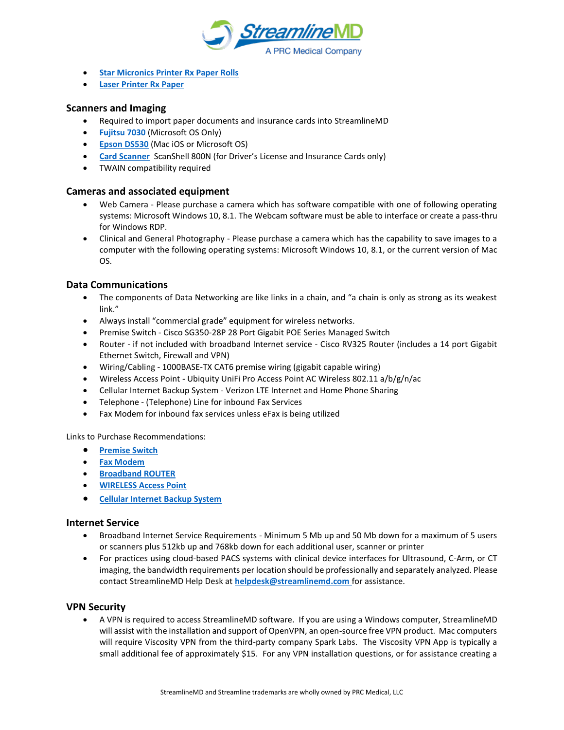- Star Micronics Printer Rx Paper Rolls
- Laser Printer Rx Paper

### Scanners and Imaging

- Required to import paper documents and insurance cards into StreamlineMD
- Fujitsu 7030 (Microsoft OS Only)
- Epson DS530 (Mac iOS or Microsoft OS)
- Card Scanner ScanShell 800N (for Driver's License and Insurance Cards only)
- TWAIN compatibility required

### Cameras and associated equipment

- Web Camera - Please purchase a camera which has software compatible with one of following operating systems: Microsoft Windows 10, 8.1. The Webcam software must be able to interface or create a pass-thru for Windows RDP.
- Clinical and General Photography - Please purchase a camera which has the capability to save images to a computer with the following operating systems: Microsoft Windows 10, 8.1, or the current version of Mac OS.

### Data Communications

- The components of Data Networking are like links in a chain, and "a chain is only as strong as its weakest link."
- Always install "commercial grade" equipment for wireless networks.
- Premise Switch - Cisco SG350-28P 28 Port Gigabit POE Series Managed Switch
- Router - if not included with broadband Internet service - Cisco RV325 Router (includes a 14 port Gigabit Ethernet Switch, Firewall and VPN)
- Wiring/Cabling - 1000BASE-TX CAT6 premise wiring (gigabit capable wiring)
- Wireless Access Point - Ubiquity UniFi Pro Access Point AC Wireless 802.11 a/b/g/n/ac
- Cellular Internet Backup System - Verizon LTE Internet and Home Phone Sharing
- Telephone - (Telephone) Line for inbound Fax Services
- Fax Modem for inbound fax services unless eFax is being utilized

Links to Purchase Recommendations:

- Premise Switch
- Fax Modem
- Broadband ROUTER
- WIRELESS Access Point
- Cellular Internet Backup System

### Internet Service

- Broadband Internet Service Requirements - Minimum 5 Mb up and 50 Mb down for a maximum of 5 users or scanners plus 512kb up and 768kb down for each additional user, scanner or printer
- For practices using cloud-based PACS systems with clinical device interfaces for Ultrasound, C-Arm, or CT imaging, the bandwidth requirements per location should be professionally and separately analyzed. Please contact StreamlineMD Help Desk at helpdesk@streamlinemd.com for assistance.

### VPN Security

- A VPN is required to access StreamlineMD software. If you are using a Windows computer, StreamlineMD will assist with the installation and support of OpenVPN, an open-source free VPN product. Mac computers will require Viscosity VPN from the third-party company Spark Labs. The Viscosity VPN App is typically a small additional fee of approximately $15. For any VPN installation questions, or for assistance creating a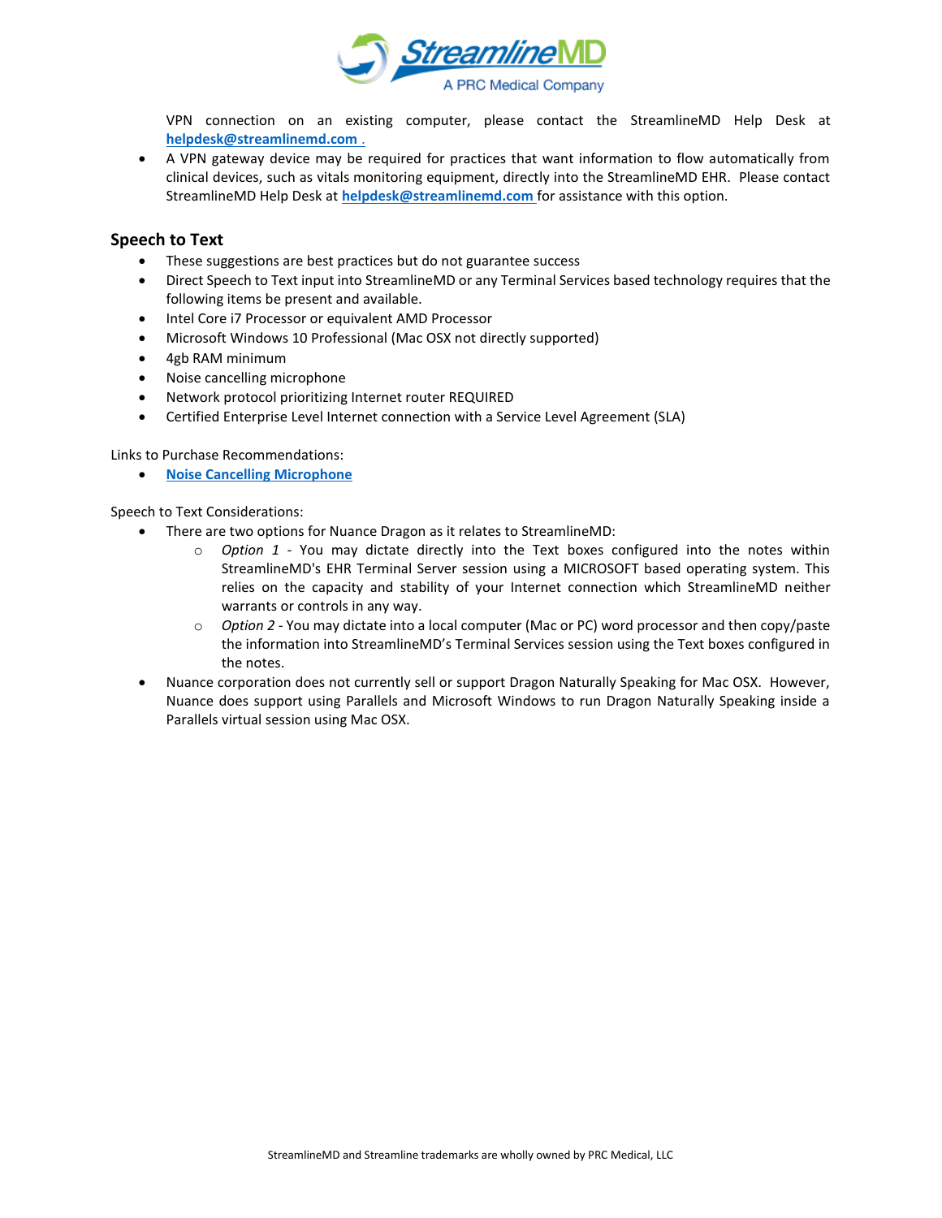VPN connection on an existing computer, please contact the StreamlineMD Help Desk at **helpdesk@streamlinemd.com .**

- A VPN gateway device may be required for practices that want information to flow automatically from clinical devices, such as vitals monitoring equipment, directly into the StreamlineMD EHR. Please contact StreamlineMD Help Desk at **helpdesk@streamlinemd.com** for assistance with this option.

## Speech to Text

- These suggestions are best practices but do not guarantee success
- Direct Speech to Text input into StreamlineMD or any Terminal Services based technology requires that the following items be present and available.
- Intel Core i7 Processor or equivalent AMD Processor
- Microsoft Windows 10 Professional (Mac OSX not directly supported)
- 4gb RAM minimum
- Noise cancelling microphone
- Network protocol prioritizing Internet router REQUIRED
- Certified Enterprise Level Internet connection with a Service Level Agreement (SLA)

Links to Purchase Recommendations:

- **Noise Cancelling Microphone**

Speech to Text Considerations:

- There are two options for Nuance Dragon as it relates to StreamlineMD:
  - *Option 1* - You may dictate directly into the Text boxes configured into the notes within StreamlineMD's EHR Terminal Server session using a MICROSOFT based operating system. This relies on the capacity and stability of your Internet connection which StreamlineMD neither warrants or controls in any way.
  - *Option 2* - You may dictate into a local computer (Mac or PC) word processor and then copy/paste the information into StreamlineMD's Terminal Services session using the Text boxes configured in the notes.
- Nuance corporation does not currently sell or support Dragon Naturally Speaking for Mac OSX. However, Nuance does support using Parallels and Microsoft Windows to run Dragon Naturally Speaking inside a Parallels virtual session using Mac OSX.